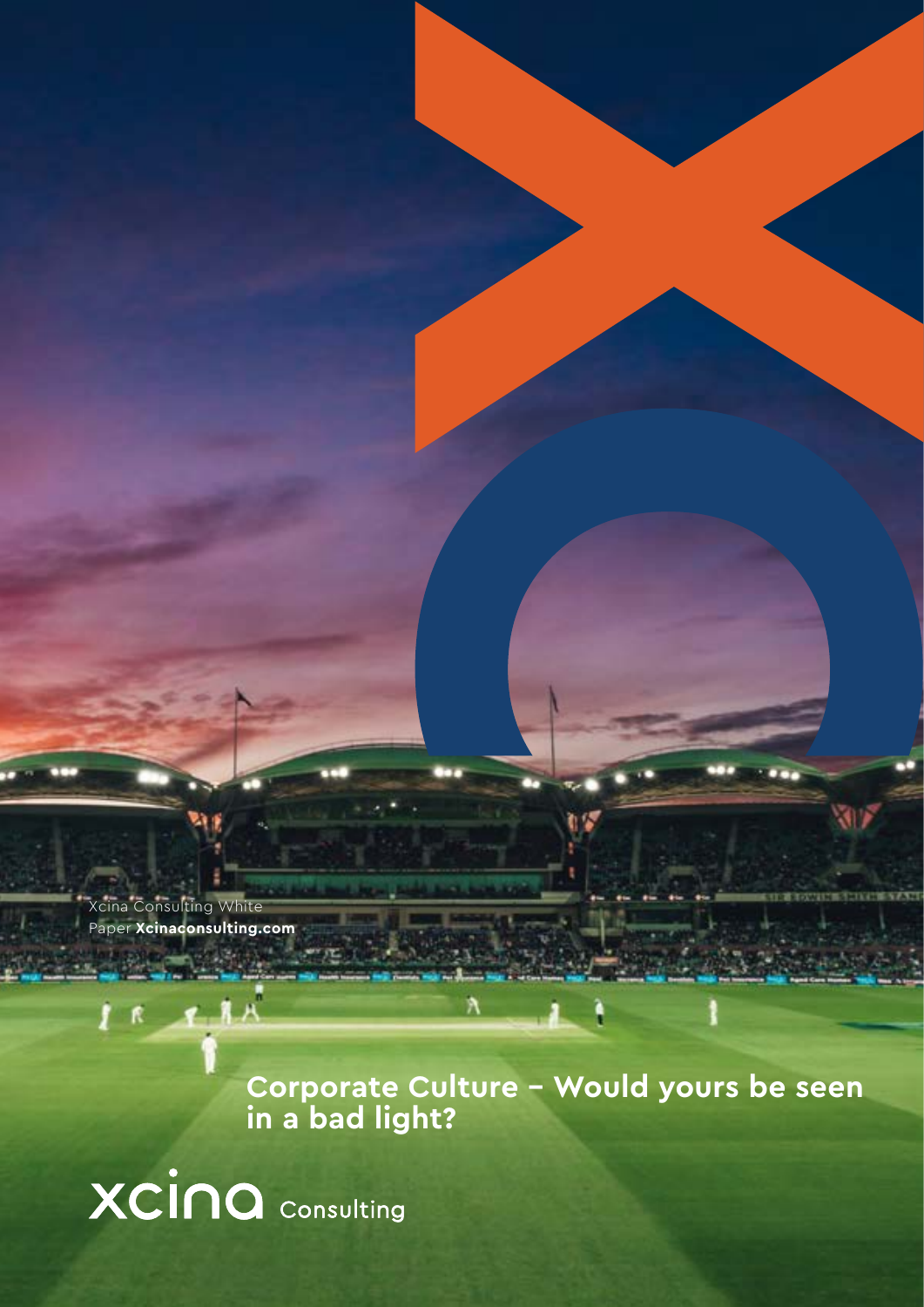Xcina Consulting White Paper **Xcinaconsulting.com**

# Corporate Culture – Would yours be seen in a bad light?

xcina Consulting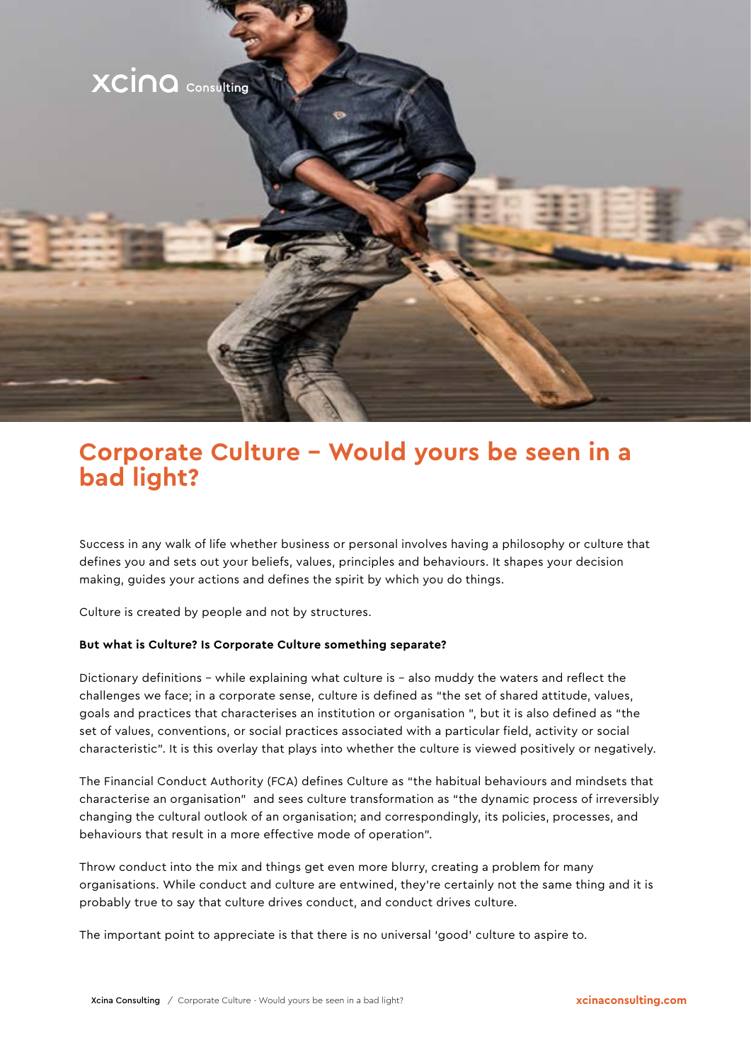# Corporate Culture – Would yours be seen in a bad light?

Success in any walk of life whether business or personal involves having a philosophy or culture that defines you and sets out your beliefs, values, principles and behaviours. It shapes your decision making, guides your actions and defines the spirit by which you do things.

Culture is created by people and not by structures.

**But what is Culture? Is Corporate Culture something separate?**

Dictionary definitions – while explaining what culture is – also muddy the waters and reflect the challenges we face; in a corporate sense, culture is defined as "the set of shared attitude, values, goals and practices that characterises an institution or organisation ", but it is also defined as "the set of values, conventions, or social practices associated with a particular field, activity or social characteristic". It is this overlay that plays into whether the culture is viewed positively or negatively.

The Financial Conduct Authority (FCA) defines Culture as "the habitual behaviours and mindsets that characterise an organisation" and sees culture transformation as "the dynamic process of irreversibly changing the cultural outlook of an organisation; and correspondingly, its policies, processes, and behaviours that result in a more effective mode of operation".

Throw conduct into the mix and things get even more blurry, creating a problem for many organisations. While conduct and culture are entwined, they're certainly not the same thing and it is probably true to say that culture drives conduct, and conduct drives culture.

The important point to appreciate is that there is no universal 'good' culture to aspire to.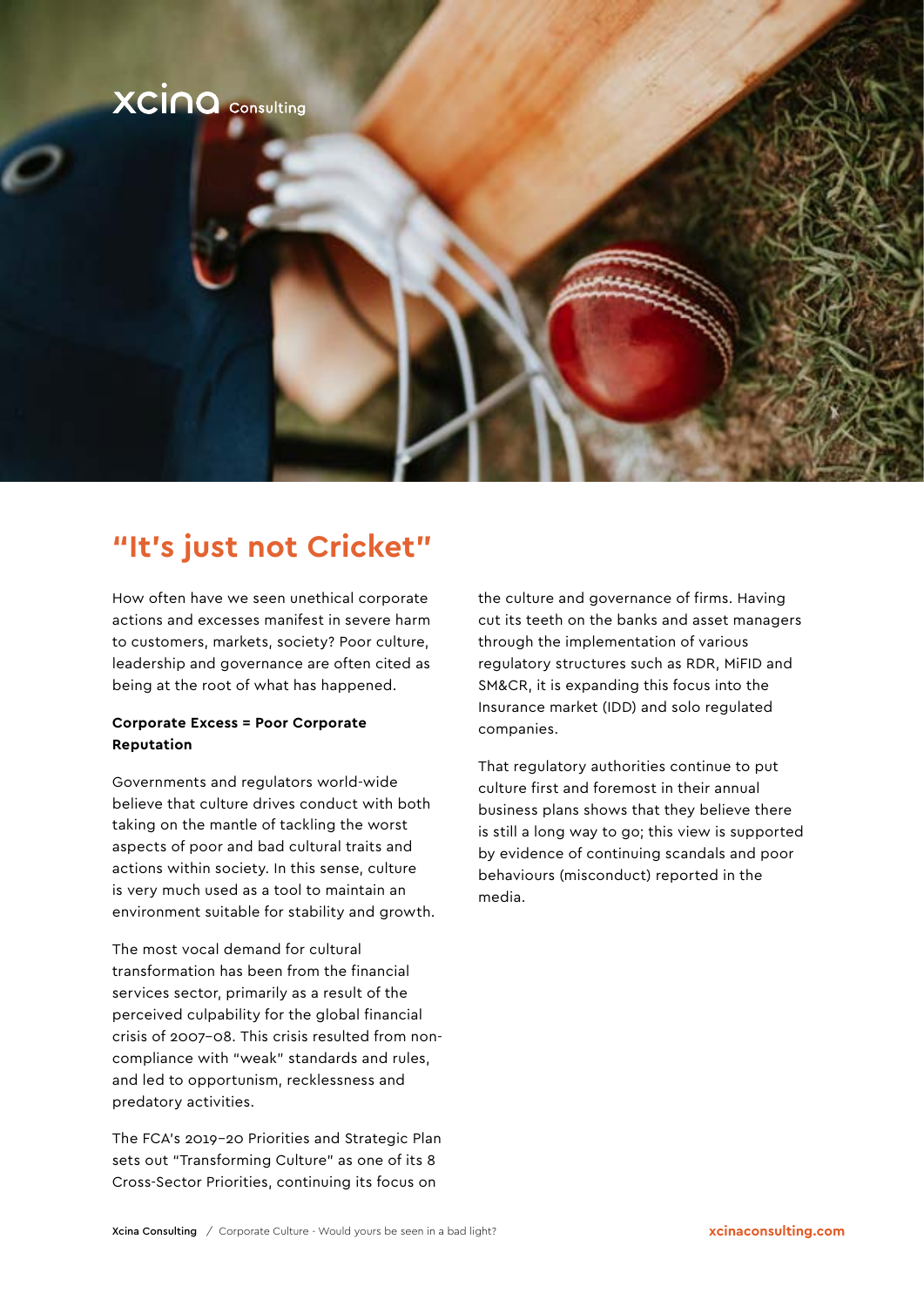## "It's just not Cricket"

How often have we seen unethical corporate actions and excesses manifest in severe harm to customers, markets, society? Poor culture, leadership and governance are often cited as being at the root of what has happened.

**Corporate Excess = Poor Corporate Reputation**

Governments and regulators world-wide believe that culture drives conduct with both taking on the mantle of tackling the worst aspects of poor and bad cultural traits and actions within society. In this sense, culture is very much used as a tool to maintain an environment suitable for stability and growth.

The most vocal demand for cultural transformation has been from the financial services sector, primarily as a result of the perceived culpability for the global financial crisis of 2007–08. This crisis resulted from non-compliance with "weak" standards and rules, and led to opportunism, recklessness and predatory activities.

The FCA's 2019–20 Priorities and Strategic Plan sets out "Transforming Culture" as one of its 8 Cross-Sector Priorities, continuing its focus on the culture and governance of firms. Having cut its teeth on the banks and asset managers through the implementation of various regulatory structures such as RDR, MiFID and SM&CR, it is expanding this focus into the Insurance market (IDD) and solo regulated companies.

That regulatory authorities continue to put culture first and foremost in their annual business plans shows that they believe there is still a long way to go; this view is supported by evidence of continuing scandals and poor behaviours (misconduct) reported in the media.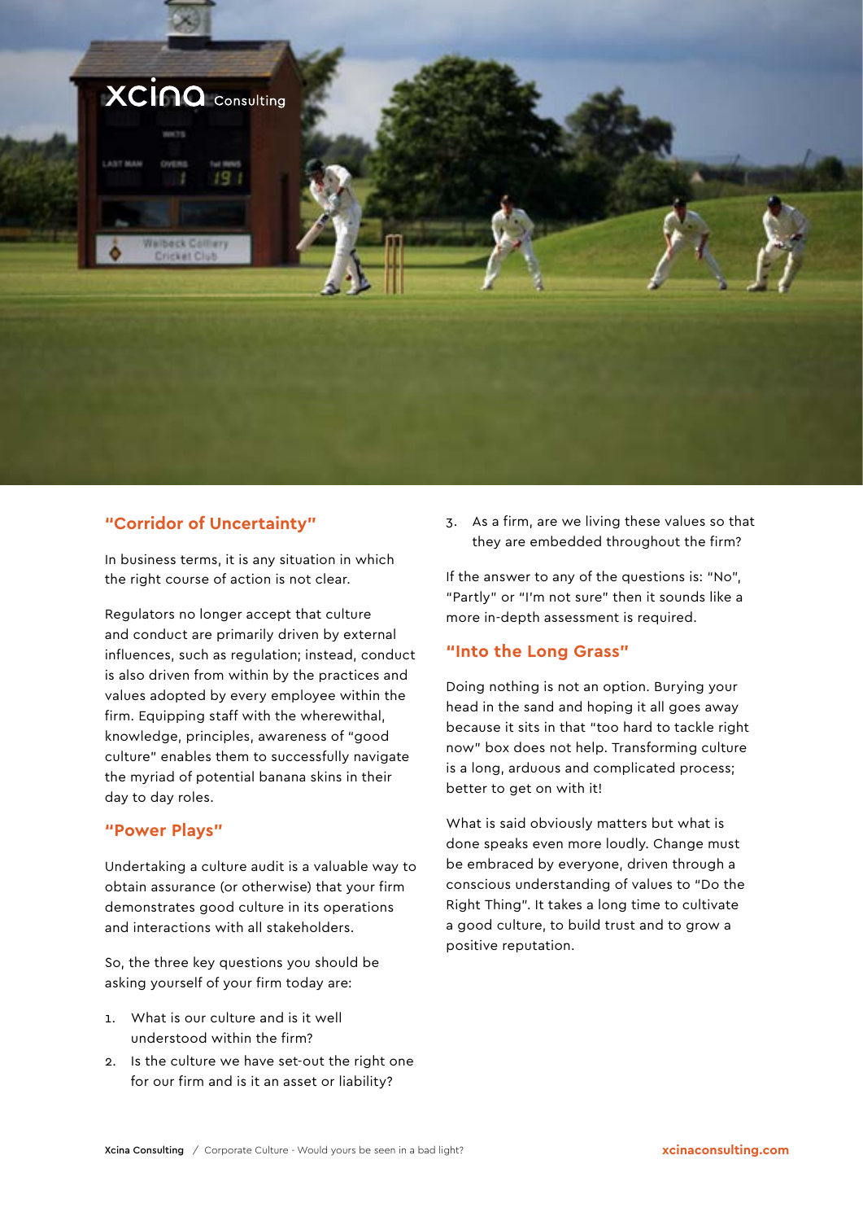## "Corridor of Uncertainty"

In business terms, it is any situation in which the right course of action is not clear.

Regulators no longer accept that culture and conduct are primarily driven by external influences, such as regulation; instead, conduct is also driven from within by the practices and values adopted by every employee within the firm. Equipping staff with the wherewithal, knowledge, principles, awareness of "good culture" enables them to successfully navigate the myriad of potential banana skins in their day to day roles.

## "Power Plays"

Undertaking a culture audit is a valuable way to obtain assurance (or otherwise) that your firm demonstrates good culture in its operations and interactions with all stakeholders.

So, the three key questions you should be asking yourself of your firm today are:

1. What is our culture and is it well understood within the firm?
2. Is the culture we have set-out the right one for our firm and is it an asset or liability?
3. As a firm, are we living these values so that they are embedded throughout the firm?

If the answer to any of the questions is: "No", "Partly" or "I'm not sure" then it sounds like a more in-depth assessment is required.

## "Into the Long Grass"

Doing nothing is not an option. Burying your head in the sand and hoping it all goes away because it sits in that "too hard to tackle right now" box does not help. Transforming culture is a long, arduous and complicated process; better to get on with it!

What is said obviously matters but what is done speaks even more loudly. Change must be embraced by everyone, driven through a conscious understanding of values to "Do the Right Thing". It takes a long time to cultivate a good culture, to build trust and to grow a positive reputation.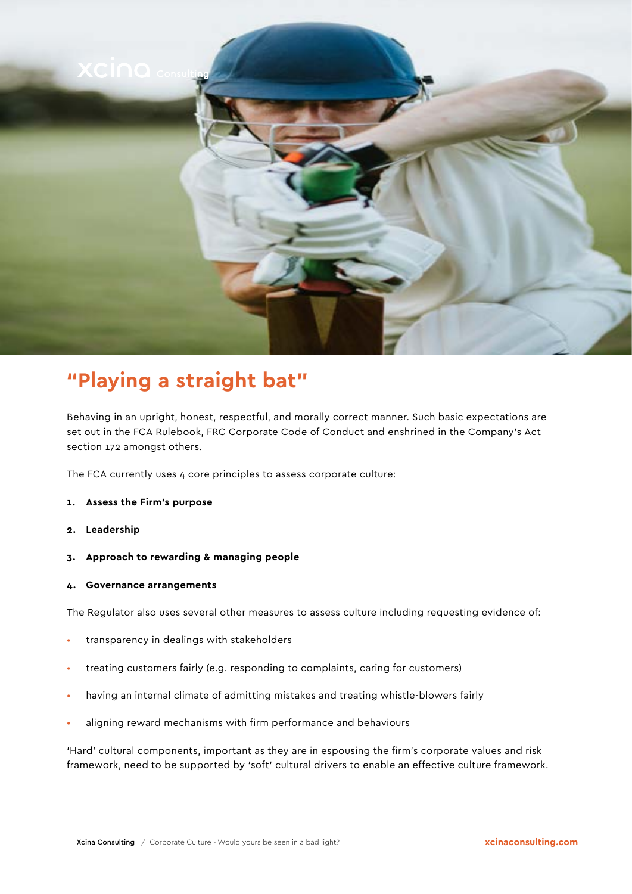## "Playing a straight bat"

Behaving in an upright, honest, respectful, and morally correct manner. Such basic expectations are set out in the FCA Rulebook, FRC Corporate Code of Conduct and enshrined in the Company's Act section 172 amongst others.

The FCA currently uses 4 core principles to assess corporate culture:

1. **Assess the Firm's purpose**
2. **Leadership**
3. **Approach to rewarding & managing people**
4. **Governance arrangements**

The Regulator also uses several other measures to assess culture including requesting evidence of:

- transparency in dealings with stakeholders
- treating customers fairly (e.g. responding to complaints, caring for customers)
- having an internal climate of admitting mistakes and treating whistle-blowers fairly
- aligning reward mechanisms with firm performance and behaviours

'Hard' cultural components, important as they are in espousing the firm's corporate values and risk framework, need to be supported by 'soft' cultural drivers to enable an effective culture framework.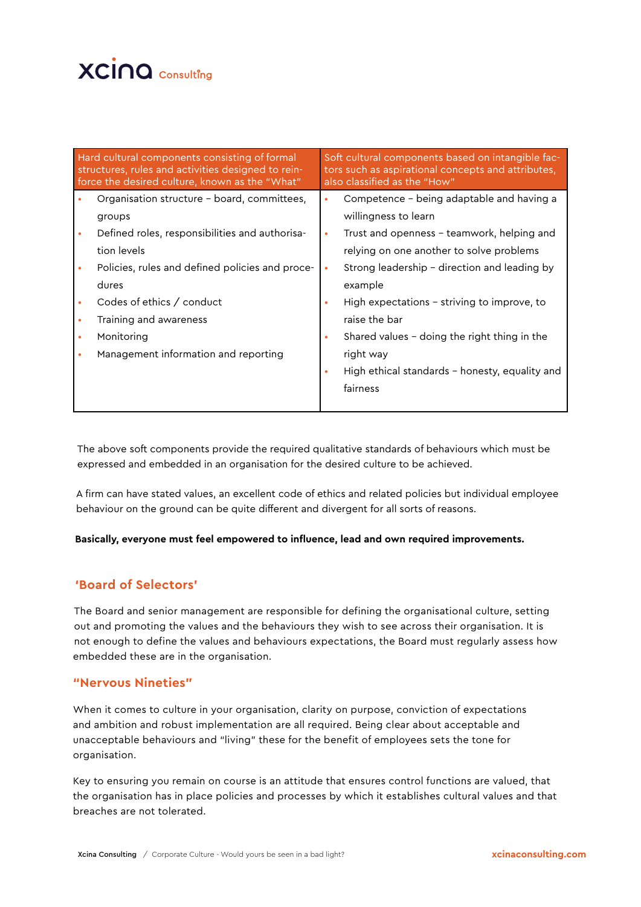| Hard cultural components consisting of formal structures, rules and activities designed to reinforce the desired culture, known as the "What" | Soft cultural components based on intangible factors such as aspirational concepts and attributes, also classified as the "How" |
| --- | --- |
| • Organisation structure – board, committees, groups<br>• Defined roles, responsibilities and authorisation levels<br>• Policies, rules and defined policies and procedures<br>• Codes of ethics / conduct<br>• Training and awareness<br>• Monitoring<br>• Management information and reporting | • Competence – being adaptable and having a willingness to learn<br>• Trust and openness – teamwork, helping and relying on one another to solve problems<br>• Strong leadership – direction and leading by example<br>• High expectations – striving to improve, to raise the bar<br>• Shared values – doing the right thing in the right way<br>• High ethical standards – honesty, equality and fairness |

The above soft components provide the required qualitative standards of behaviours which must be expressed and embedded in an organisation for the desired culture to be achieved.

A firm can have stated values, an excellent code of ethics and related policies but individual employee behaviour on the ground can be quite different and divergent for all sorts of reasons.

**Basically, everyone must feel empowered to influence, lead and own required improvements.**

## 'Board of Selectors'

The Board and senior management are responsible for defining the organisational culture, setting out and promoting the values and the behaviours they wish to see across their organisation. It is not enough to define the values and behaviours expectations, the Board must regularly assess how embedded these are in the organisation.

## "Nervous Nineties"

When it comes to culture in your organisation, clarity on purpose, conviction of expectations and ambition and robust implementation are all required. Being clear about acceptable and unacceptable behaviours and "living" these for the benefit of employees sets the tone for organisation.

Key to ensuring you remain on course is an attitude that ensures control functions are valued, that the organisation has in place policies and processes by which it establishes cultural values and that breaches are not tolerated.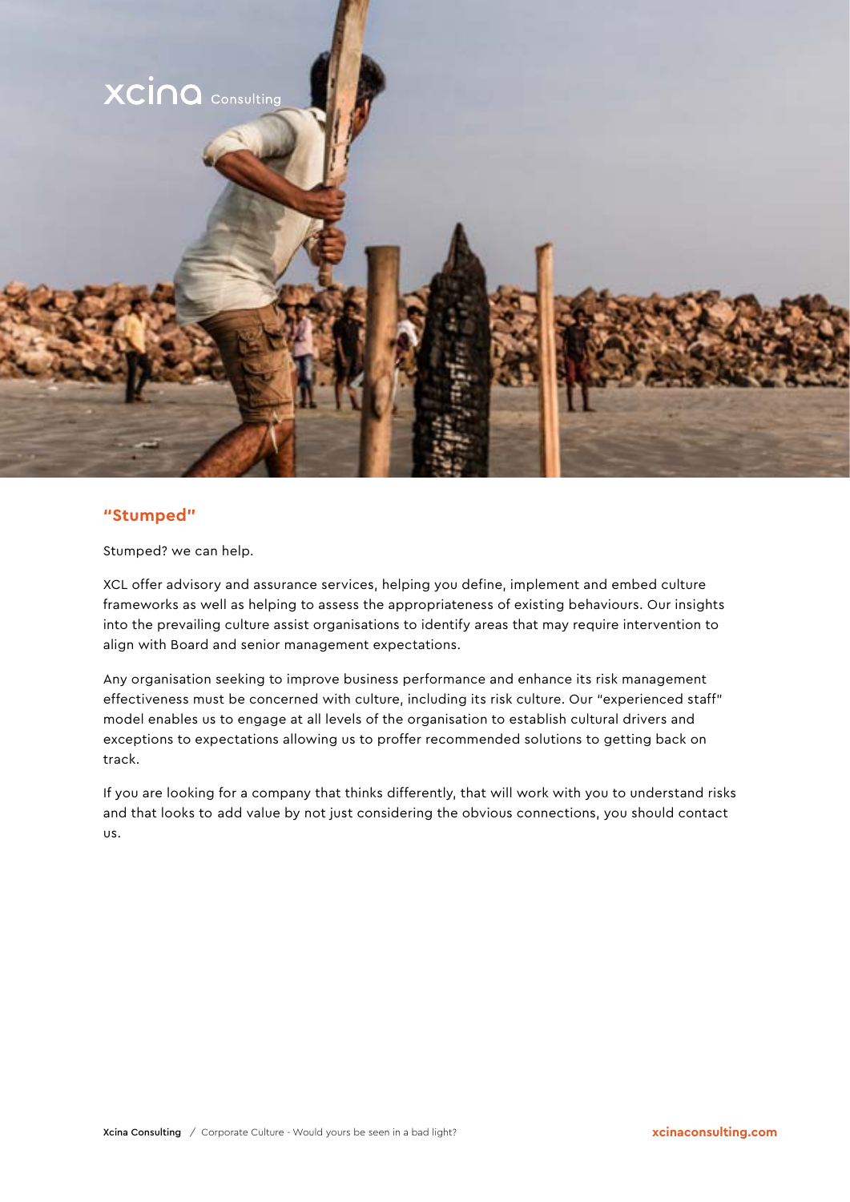## "Stumped"

Stumped? we can help.

XCL offer advisory and assurance services, helping you define, implement and embed culture frameworks as well as helping to assess the appropriateness of existing behaviours. Our insights into the prevailing culture assist organisations to identify areas that may require intervention to align with Board and senior management expectations.

Any organisation seeking to improve business performance and enhance its risk management effectiveness must be concerned with culture, including its risk culture. Our "experienced staff" model enables us to engage at all levels of the organisation to establish cultural drivers and exceptions to expectations allowing us to proffer recommended solutions to getting back on track.

If you are looking for a company that thinks differently, that will work with you to understand risks and that looks to add value by not just considering the obvious connections, you should contact us.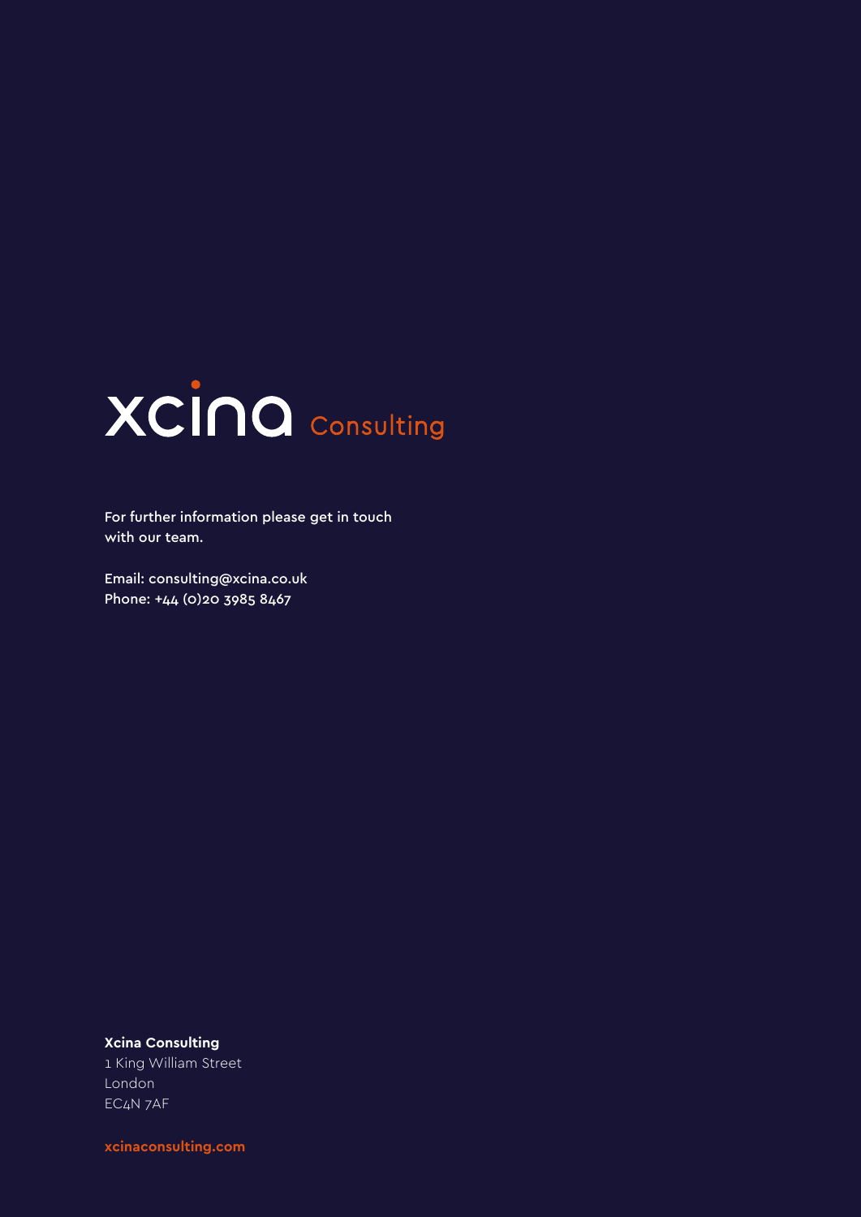xcina Consulting

For further information please get in touch with our team.

Email: consulting@xcina.co.uk
Phone: +44 (0)20 3985 8467

**Xcina Consulting**
1 King William Street
London
EC4N 7AF

**xcinaconsulting.com**